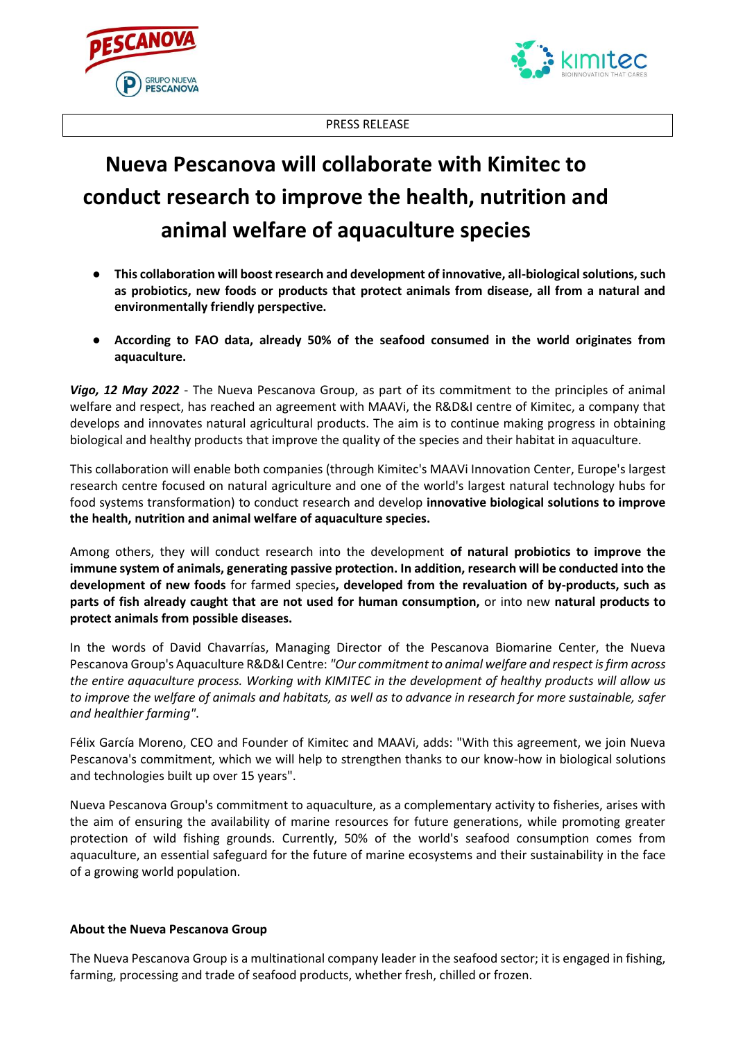PRESS RELEASE

# Nueva Pescanova will collaborate with Kimitec to conduct research to improve the health, nutrition and animal welfare of aquaculture species

- **This collaboration will boost research and development of innovative, all-biological solutions, such as probiotics, new foods or products that protect animals from disease, all from a natural and environmentally friendly perspective.**
- **According to FAO data, already 50% of the seafood consumed in the world originates from aquaculture.**

***Vigo, 12 May 2022*** - The Nueva Pescanova Group, as part of its commitment to the principles of animal welfare and respect, has reached an agreement with MAAVi, the R&D&I centre of Kimitec, a company that develops and innovates natural agricultural products. The aim is to continue making progress in obtaining biological and healthy products that improve the quality of the species and their habitat in aquaculture.

This collaboration will enable both companies (through Kimitec's MAAVi Innovation Center, Europe's largest research centre focused on natural agriculture and one of the world's largest natural technology hubs for food systems transformation) to conduct research and develop **innovative biological solutions to improve the health, nutrition and animal welfare of aquaculture species.**

Among others, they will conduct research into the development **of natural probiotics to improve the immune system of animals, generating passive protection. In addition, research will be conducted into the development of new foods** for farmed species**, developed from the revaluation of by-products, such as parts of fish already caught that are not used for human consumption,** or into new **natural products to protect animals from possible diseases.**

In the words of David Chavarrías, Managing Director of the Pescanova Biomarine Center, the Nueva Pescanova Group's Aquaculture R&D&I Centre: *"Our commitment to animal welfare and respect is firm across the entire aquaculture process. Working with KIMITEC in the development of healthy products will allow us to improve the welfare of animals and habitats, as well as to advance in research for more sustainable, safer and healthier farming"*.

Félix García Moreno, CEO and Founder of Kimitec and MAAVi, adds: "With this agreement, we join Nueva Pescanova's commitment, which we will help to strengthen thanks to our know-how in biological solutions and technologies built up over 15 years".

Nueva Pescanova Group's commitment to aquaculture, as a complementary activity to fisheries, arises with the aim of ensuring the availability of marine resources for future generations, while promoting greater protection of wild fishing grounds. Currently, 50% of the world's seafood consumption comes from aquaculture, an essential safeguard for the future of marine ecosystems and their sustainability in the face of a growing world population.

**About the Nueva Pescanova Group**

The Nueva Pescanova Group is a multinational company leader in the seafood sector; it is engaged in fishing, farming, processing and trade of seafood products, whether fresh, chilled or frozen.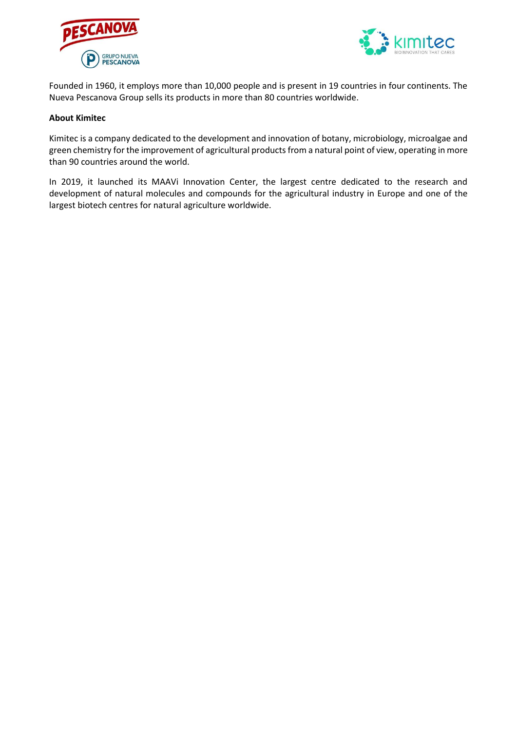Founded in 1960, it employs more than 10,000 people and is present in 19 countries in four continents. The Nueva Pescanova Group sells its products in more than 80 countries worldwide.

**About Kimitec**

Kimitec is a company dedicated to the development and innovation of botany, microbiology, microalgae and green chemistry for the improvement of agricultural products from a natural point of view, operating in more than 90 countries around the world.

In 2019, it launched its MAAVi Innovation Center, the largest centre dedicated to the research and development of natural molecules and compounds for the agricultural industry in Europe and one of the largest biotech centres for natural agriculture worldwide.